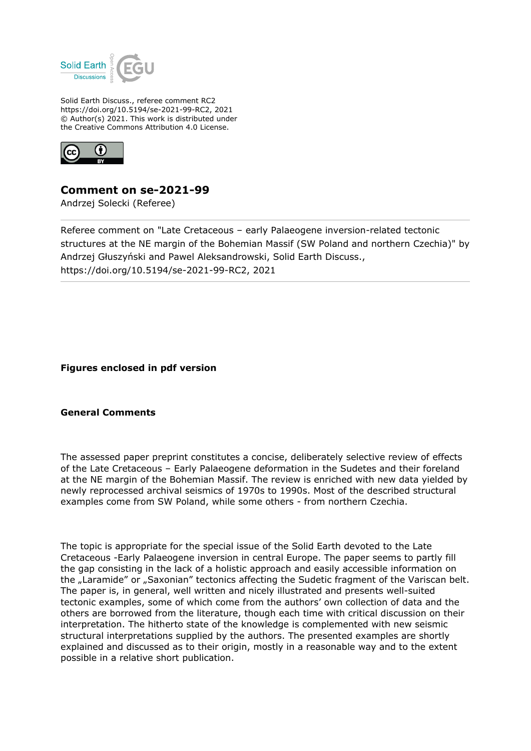Solid Earth Discuss., referee comment RC2
https://doi.org/10.5194/se-2021-99-RC2, 2021
© Author(s) 2021. This work is distributed under
the Creative Commons Attribution 4.0 License.

# Comment on se-2021-99

Andrzej Solecki (Referee)

Referee comment on "Late Cretaceous – early Palaeogene inversion-related tectonic structures at the NE margin of the Bohemian Massif (SW Poland and northern Czechia)" by Andrzej Głuszyński and Pawel Aleksandrowski, Solid Earth Discuss., https://doi.org/10.5194/se-2021-99-RC2, 2021

**Figures enclosed in pdf version**

## General Comments

The assessed paper preprint constitutes a concise, deliberately selective review of effects of the Late Cretaceous – Early Palaeogene deformation in the Sudetes and their foreland at the NE margin of the Bohemian Massif. The review is enriched with new data yielded by newly reprocessed archival seismics of 1970s to 1990s. Most of the described structural examples come from SW Poland, while some others - from northern Czechia.

The topic is appropriate for the special issue of the Solid Earth devoted to the Late Cretaceous -Early Palaeogene inversion in central Europe. The paper seems to partly fill the gap consisting in the lack of a holistic approach and easily accessible information on the „Laramide" or „Saxonian" tectonics affecting the Sudetic fragment of the Variscan belt. The paper is, in general, well written and nicely illustrated and presents well-suited tectonic examples, some of which come from the authors' own collection of data and the others are borrowed from the literature, though each time with critical discussion on their interpretation. The hitherto state of the knowledge is complemented with new seismic structural interpretations supplied by the authors. The presented examples are shortly explained and discussed as to their origin, mostly in a reasonable way and to the extent possible in a relative short publication.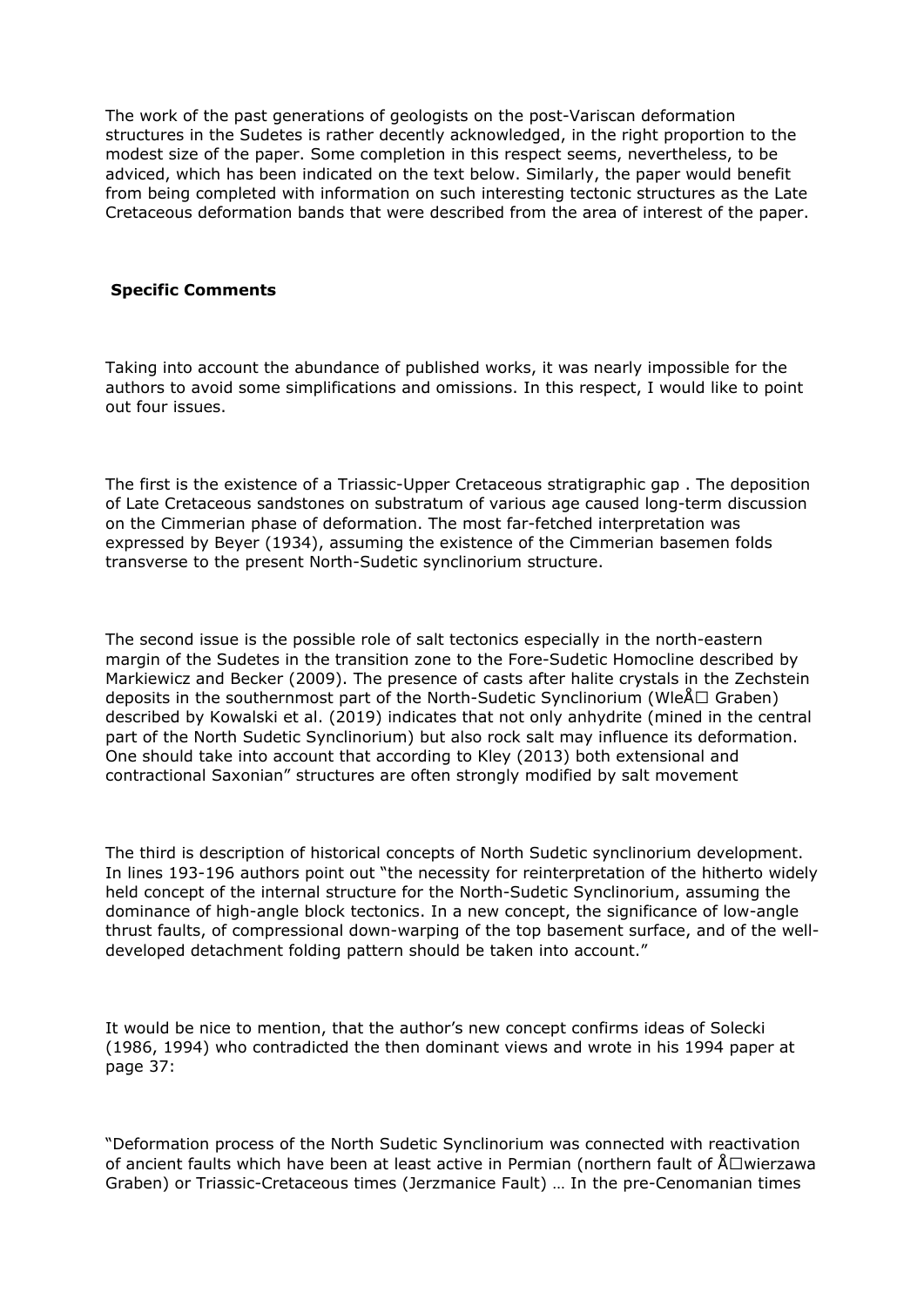The work of the past generations of geologists on the post-Variscan deformation structures in the Sudetes is rather decently acknowledged, in the right proportion to the modest size of the paper. Some completion in this respect seems, nevertheless, to be adviced, which has been indicated on the text below. Similarly, the paper would benefit from being completed with information on such interesting tectonic structures as the Late Cretaceous deformation bands that were described from the area of interest of the paper.

**Specific Comments**

Taking into account the abundance of published works, it was nearly impossible for the authors to avoid some simplifications and omissions. In this respect, I would like to point out four issues.

The first is the existence of a Triassic-Upper Cretaceous stratigraphic gap . The deposition of Late Cretaceous sandstones on substratum of various age caused long-term discussion on the Cimmerian phase of deformation. The most far-fetched interpretation was expressed by Beyer (1934), assuming the existence of the Cimmerian basemen folds transverse to the present North-Sudetic synclinorium structure.

The second issue is the possible role of salt tectonics especially in the north-eastern margin of the Sudetes in the transition zone to the Fore-Sudetic Homocline described by Markiewicz and Becker (2009). The presence of casts after halite crystals in the Zechstein deposits in the southernmost part of the North-Sudetic Synclinorium (WleÅ□ Graben) described by Kowalski et al. (2019) indicates that not only anhydrite (mined in the central part of the North Sudetic Synclinorium) but also rock salt may influence its deformation. One should take into account that according to Kley (2013) both extensional and contractional Saxonian" structures are often strongly modified by salt movement

The third is description of historical concepts of North Sudetic synclinorium development. In lines 193-196 authors point out "the necessity for reinterpretation of the hitherto widely held concept of the internal structure for the North-Sudetic Synclinorium, assuming the dominance of high-angle block tectonics. In a new concept, the significance of low-angle thrust faults, of compressional down-warping of the top basement surface, and of the well-developed detachment folding pattern should be taken into account."

It would be nice to mention, that the author's new concept confirms ideas of Solecki (1986, 1994) who contradicted the then dominant views and wrote in his 1994 paper at page 37:

"Deformation process of the North Sudetic Synclinorium was connected with reactivation of ancient faults which have been at least active in Permian (northern fault of Å□wierzawa Graben) or Triassic-Cretaceous times (Jerzmanice Fault) … In the pre-Cenomanian times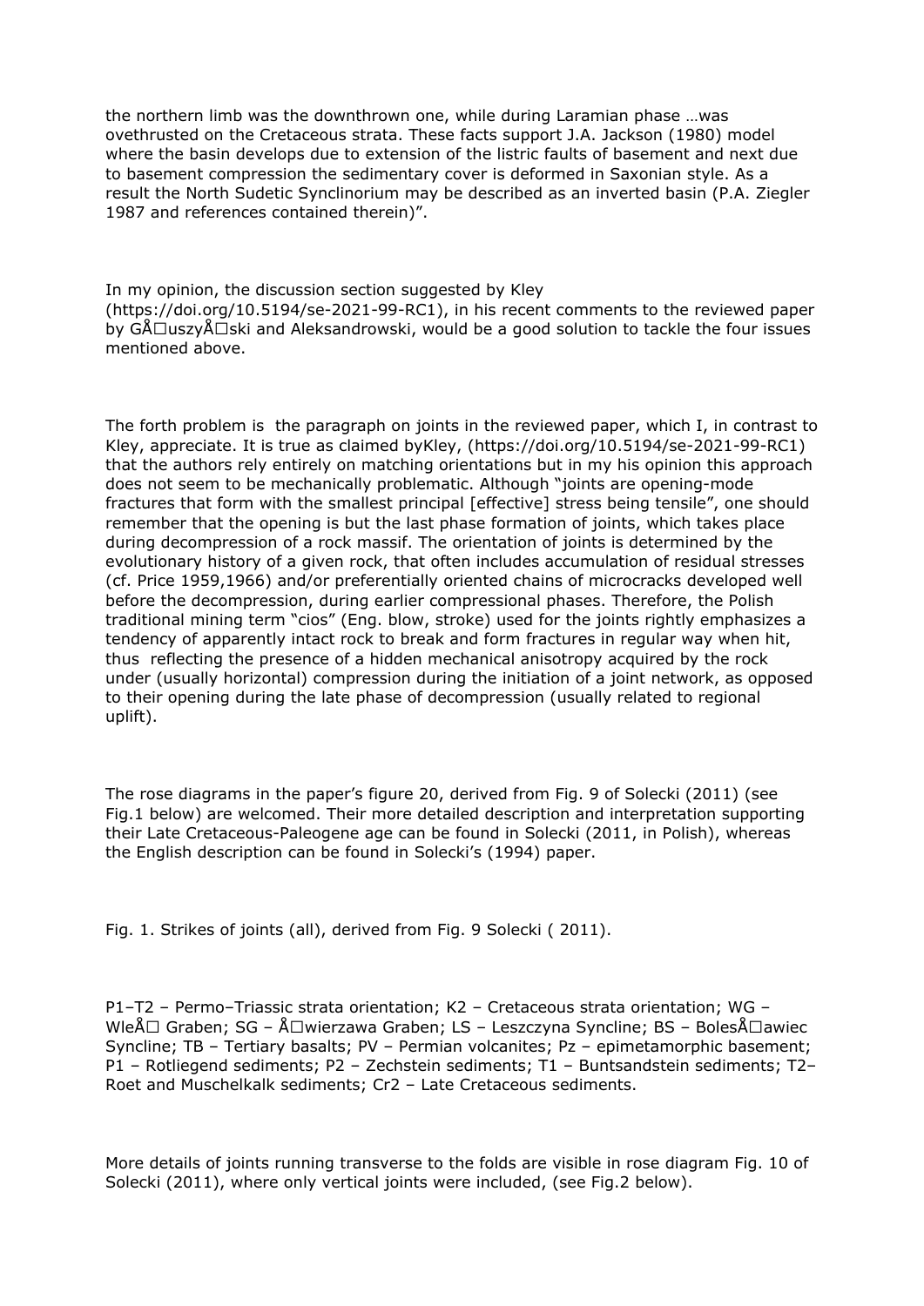the northern limb was the downthrown one, while during Laramian phase …was ovethrusted on the Cretaceous strata. These facts support J.A. Jackson (1980) model where the basin develops due to extension of the listric faults of basement and next due to basement compression the sedimentary cover is deformed in Saxonian style. As a result the North Sudetic Synclinorium may be described as an inverted basin (P.A. Ziegler 1987 and references contained therein)".

In my opinion, the discussion section suggested by Kley (https://doi.org/10.5194/se-2021-99-RC1), in his recent comments to the reviewed paper by GÅ□uszyÅ□ski and Aleksandrowski, would be a good solution to tackle the four issues mentioned above.

The forth problem is the paragraph on joints in the reviewed paper, which I, in contrast to Kley, appreciate. It is true as claimed byKley, (https://doi.org/10.5194/se-2021-99-RC1) that the authors rely entirely on matching orientations but in my his opinion this approach does not seem to be mechanically problematic. Although "joints are opening-mode fractures that form with the smallest principal [effective] stress being tensile", one should remember that the opening is but the last phase formation of joints, which takes place during decompression of a rock massif. The orientation of joints is determined by the evolutionary history of a given rock, that often includes accumulation of residual stresses (cf. Price 1959,1966) and/or preferentially oriented chains of microcracks developed well before the decompression, during earlier compressional phases. Therefore, the Polish traditional mining term "cios" (Eng. blow, stroke) used for the joints rightly emphasizes a tendency of apparently intact rock to break and form fractures in regular way when hit, thus reflecting the presence of a hidden mechanical anisotropy acquired by the rock under (usually horizontal) compression during the initiation of a joint network, as opposed to their opening during the late phase of decompression (usually related to regional uplift).

The rose diagrams in the paper's figure 20, derived from Fig. 9 of Solecki (2011) (see Fig.1 below) are welcomed. Their more detailed description and interpretation supporting their Late Cretaceous-Paleogene age can be found in Solecki (2011, in Polish), whereas the English description can be found in Solecki's (1994) paper.

Fig. 1. Strikes of joints (all), derived from Fig. 9 Solecki ( 2011).

P1–T2 – Permo–Triassic strata orientation; K2 – Cretaceous strata orientation; WG – WleÅ□ Graben; SG – Å□wierzawa Graben; LS – Leszczyna Syncline; BS – BolesÅ□awiec Syncline; TB – Tertiary basalts; PV – Permian volcanites; Pz – epimetamorphic basement; P1 – Rotliegend sediments; P2 – Zechstein sediments; T1 – Buntsandstein sediments; T2– Roet and Muschelkalk sediments; Cr2 – Late Cretaceous sediments.

More details of joints running transverse to the folds are visible in rose diagram Fig. 10 of Solecki (2011), where only vertical joints were included, (see Fig.2 below).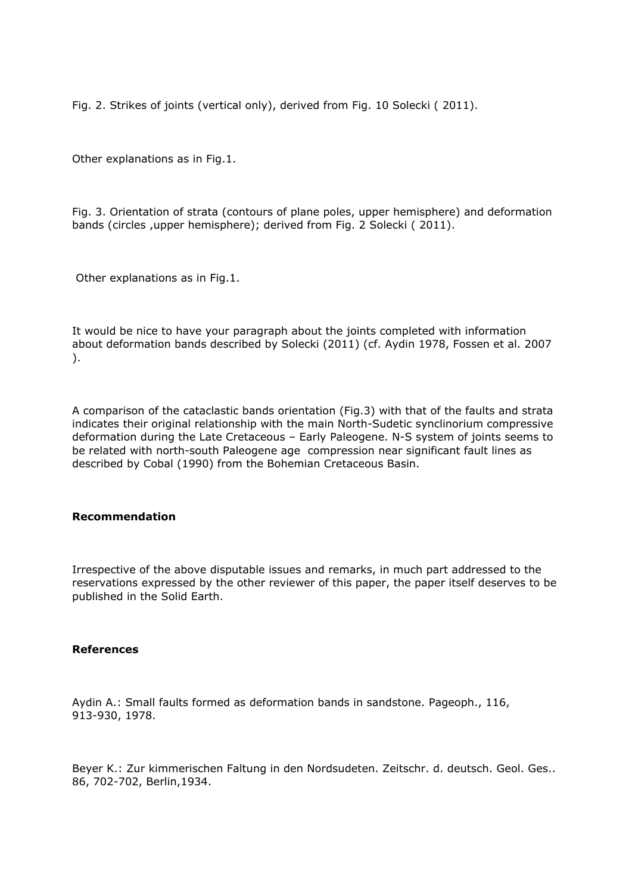Fig. 2. Strikes of joints (vertical only), derived from Fig. 10 Solecki ( 2011).

Other explanations as in Fig.1.

Fig. 3. Orientation of strata (contours of plane poles, upper hemisphere) and deformation bands (circles ,upper hemisphere); derived from Fig. 2 Solecki ( 2011).

Other explanations as in Fig.1.

It would be nice to have your paragraph about the joints completed with information about deformation bands described by Solecki (2011) (cf. Aydin 1978, Fossen et al. 2007 ).

A comparison of the cataclastic bands orientation (Fig.3) with that of the faults and strata indicates their original relationship with the main North-Sudetic synclinorium compressive deformation during the Late Cretaceous – Early Paleogene. N-S system of joints seems to be related with north-south Paleogene age compression near significant fault lines as described by Cobal (1990) from the Bohemian Cretaceous Basin.

**Recommendation**

Irrespective of the above disputable issues and remarks, in much part addressed to the reservations expressed by the other reviewer of this paper, the paper itself deserves to be published in the Solid Earth.

**References**

Aydin A.: Small faults formed as deformation bands in sandstone. Pageoph., 116, 913-930, 1978.

Beyer K.: Zur kimmerischen Faltung in den Nordsudeten. Zeitschr. d. deutsch. Geol. Ges.. 86, 702-702, Berlin,1934.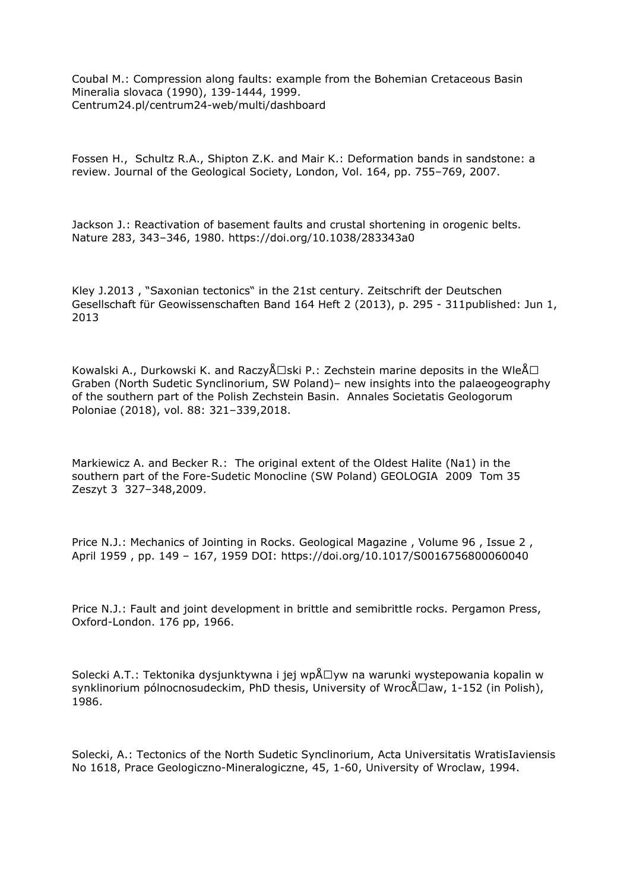Coubal M.: Compression along faults: example from the Bohemian Cretaceous Basin Mineralia slovaca (1990), 139-1444, 1999.
Centrum24.pl/centrum24-web/multi/dashboard

Fossen H., Schultz R.A., Shipton Z.K. and Mair K.: Deformation bands in sandstone: a review. Journal of the Geological Society, London, Vol. 164, pp. 755–769, 2007.

Jackson J.: Reactivation of basement faults and crustal shortening in orogenic belts. Nature 283, 343–346, 1980. https://doi.org/10.1038/283343a0

Kley J.2013 , "Saxonian tectonics" in the 21st century. Zeitschrift der Deutschen Gesellschaft für Geowissenschaften Band 164 Heft 2 (2013), p. 295 - 311published: Jun 1, 2013

Kowalski A., Durkowski K. and RaczyÅ□ski P.: Zechstein marine deposits in the WleÅ□ Graben (North Sudetic Synclinorium, SW Poland)– new insights into the palaeogeography of the southern part of the Polish Zechstein Basin. Annales Societatis Geologorum Poloniae (2018), vol. 88: 321–339,2018.

Markiewicz A. and Becker R.: The original extent of the Oldest Halite (Na1) in the southern part of the Fore-Sudetic Monocline (SW Poland) GEOLOGIA 2009 Tom 35 Zeszyt 3 327–348,2009.

Price N.J.: Mechanics of Jointing in Rocks. Geological Magazine , Volume 96 , Issue 2 , April 1959 , pp. 149 – 167, 1959 DOI: https://doi.org/10.1017/S0016756800060040

Price N.J.: Fault and joint development in brittle and semibrittle rocks. Pergamon Press, Oxford-London. 176 pp, 1966.

Solecki A.T.: Tektonika dysjunktywna i jej wpÅ□yw na warunki wystepowania kopalin w synklinorium pólnocnosudeckim, PhD thesis, University of WrocÅ□aw, 1-152 (in Polish), 1986.

Solecki, A.: Tectonics of the North Sudetic Synclinorium, Acta Universitatis WratisIaviensis No 1618, Prace Geologiczno-Mineralogiczne, 45, 1-60, University of Wroclaw, 1994.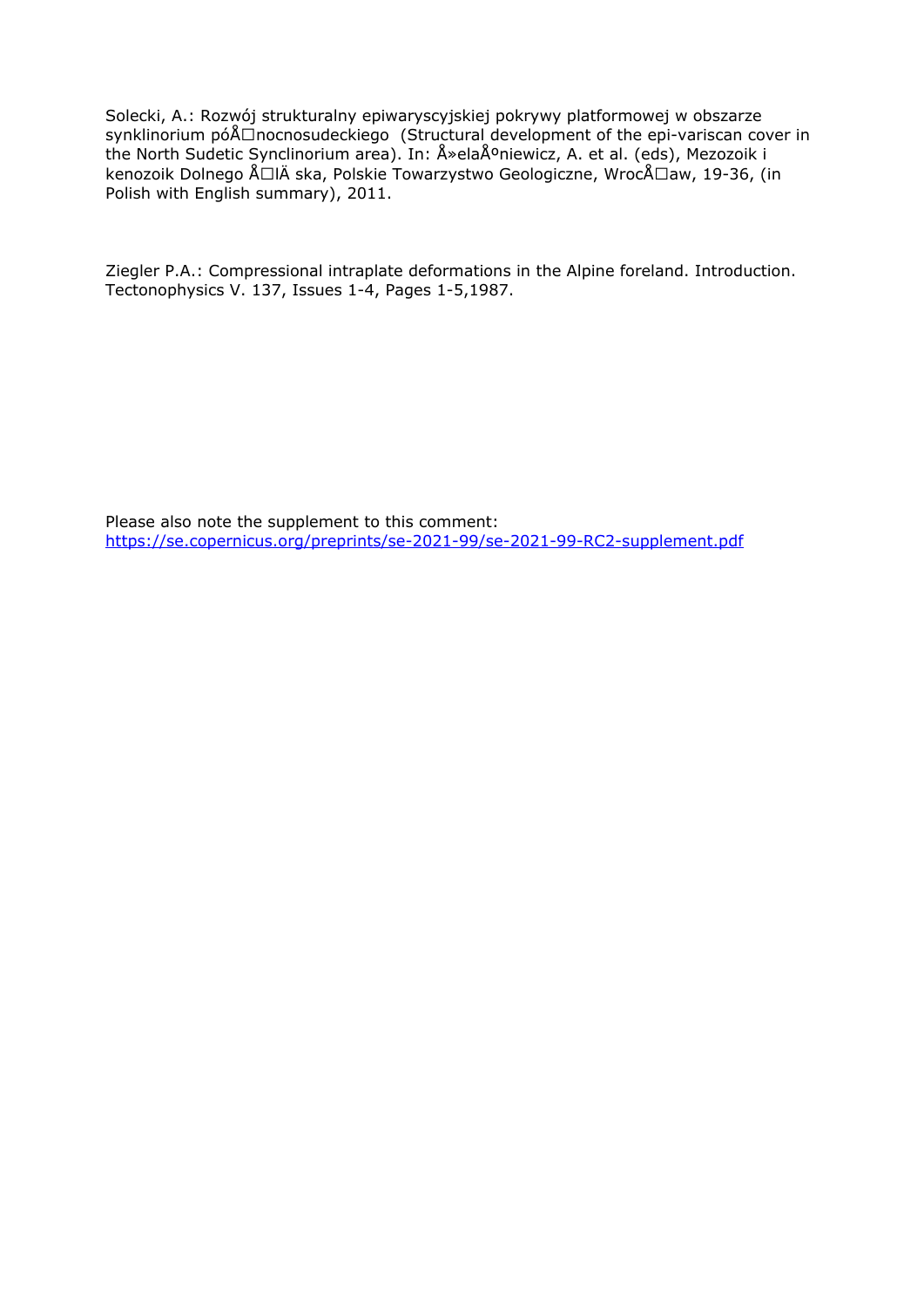Solecki, A.: Rozwój strukturalny epiwaryscyjskiej pokrywy platformowej w obszarze synklinorium pĂłĹnocnosudeckiego (Structural development of the epi-variscan cover in the North Sudetic Synclinorium area). In: Ĺ»elaĹşniewicz, A. et al. (eds), Mezozoik i kenozoik Dolnego ĹlÄ ska, Polskie Towarzystwo Geologiczne, WrocĹaw, 19-36, (in Polish with English summary), 2011.

Ziegler P.A.: Compressional intraplate deformations in the Alpine foreland. Introduction. Tectonophysics V. 137, Issues 1-4, Pages 1-5,1987.

Please also note the supplement to this comment:
https://se.copernicus.org/preprints/se-2021-99/se-2021-99-RC2-supplement.pdf